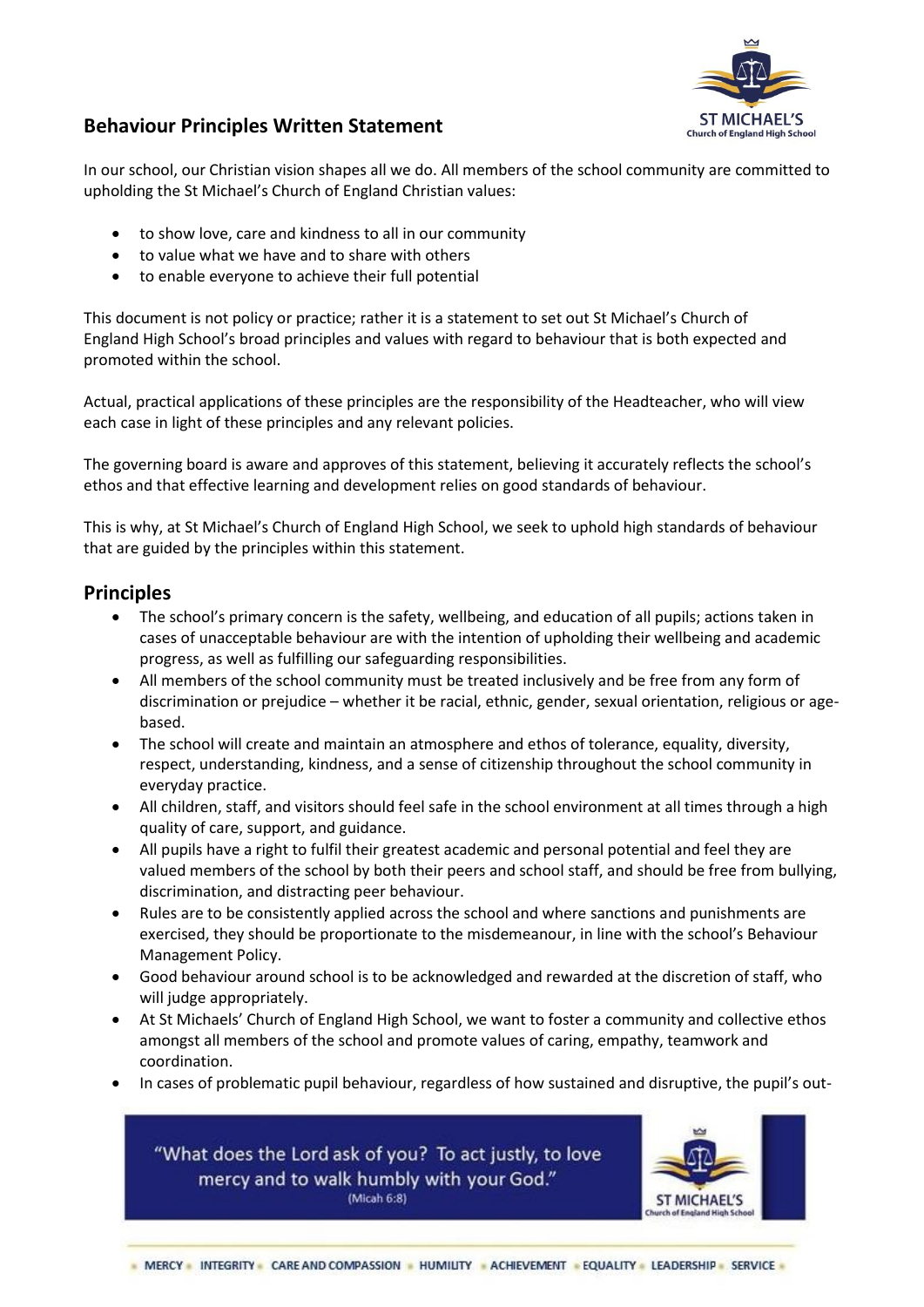## Behaviour Principles Written Statement

In our school, our Christian vision shapes all we do. All members of the school community are committed to upholding the St Michael's Church of England Christian values:

- to show love, care and kindness to all in our community
- to value what we have and to share with others
- to enable everyone to achieve their full potential

This document is not policy or practice; rather it is a statement to set out St Michael's Church of England High School's broad principles and values with regard to behaviour that is both expected and promoted within the school.

Actual, practical applications of these principles are the responsibility of the Headteacher, who will view each case in light of these principles and any relevant policies.

The governing board is aware and approves of this statement, believing it accurately reflects the school's ethos and that effective learning and development relies on good standards of behaviour.

This is why, at St Michael's Church of England High School, we seek to uphold high standards of behaviour that are guided by the principles within this statement.

## Principles

- The school's primary concern is the safety, wellbeing, and education of all pupils; actions taken in cases of unacceptable behaviour are with the intention of upholding their wellbeing and academic progress, as well as fulfilling our safeguarding responsibilities.
- All members of the school community must be treated inclusively and be free from any form of discrimination or prejudice – whether it be racial, ethnic, gender, sexual orientation, religious or age-based.
- The school will create and maintain an atmosphere and ethos of tolerance, equality, diversity, respect, understanding, kindness, and a sense of citizenship throughout the school community in everyday practice.
- All children, staff, and visitors should feel safe in the school environment at all times through a high quality of care, support, and guidance.
- All pupils have a right to fulfil their greatest academic and personal potential and feel they are valued members of the school by both their peers and school staff, and should be free from bullying, discrimination, and distracting peer behaviour.
- Rules are to be consistently applied across the school and where sanctions and punishments are exercised, they should be proportionate to the misdemeanour, in line with the school's Behaviour Management Policy.
- Good behaviour around school is to be acknowledged and rewarded at the discretion of staff, who will judge appropriately.
- At St Michaels' Church of England High School, we want to foster a community and collective ethos amongst all members of the school and promote values of caring, empathy, teamwork and coordination.
- In cases of problematic pupil behaviour, regardless of how sustained and disruptive, the pupil's out-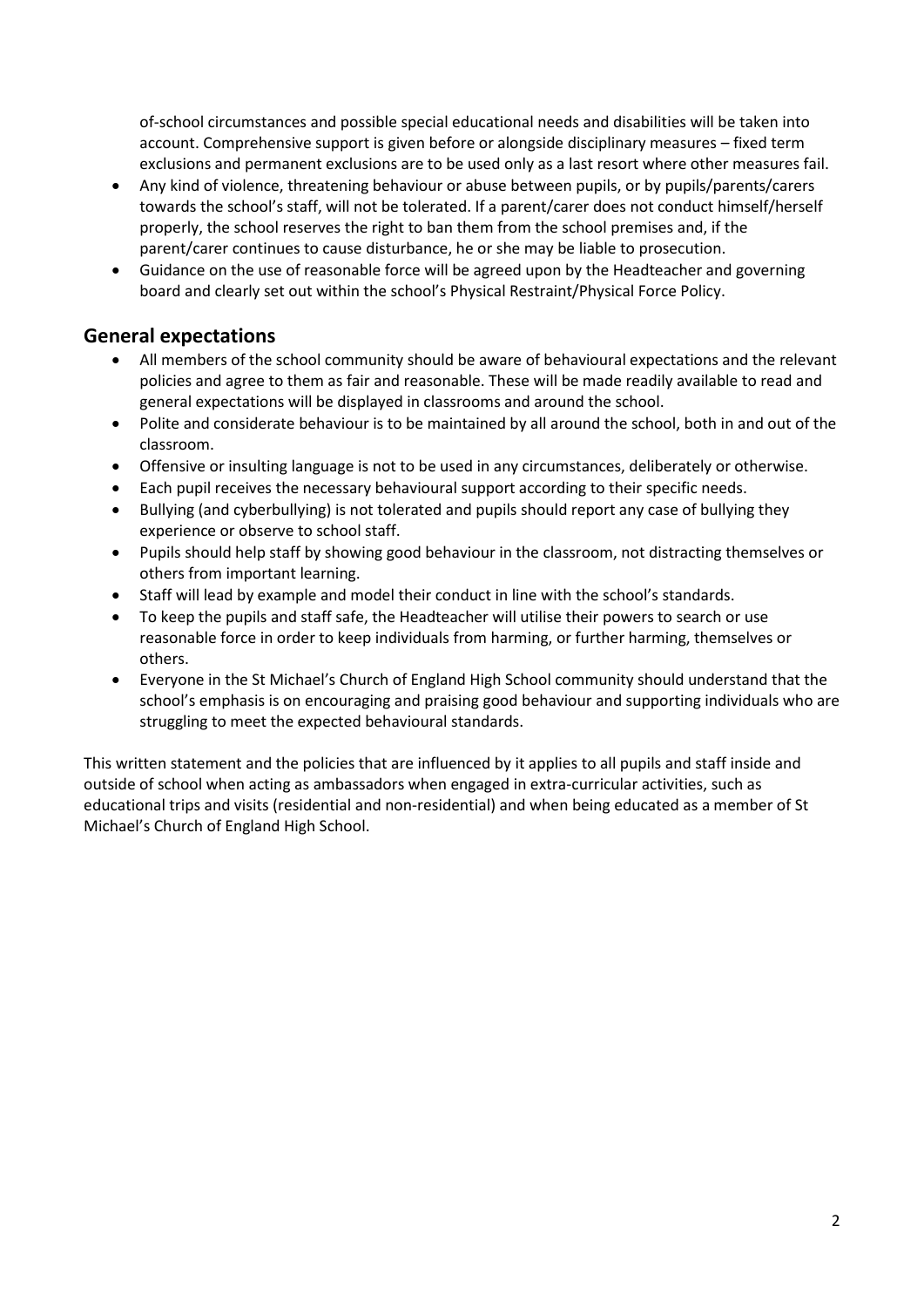of-school circumstances and possible special educational needs and disabilities will be taken into account. Comprehensive support is given before or alongside disciplinary measures – fixed term exclusions and permanent exclusions are to be used only as a last resort where other measures fail.

- Any kind of violence, threatening behaviour or abuse between pupils, or by pupils/parents/carers towards the school's staff, will not be tolerated. If a parent/carer does not conduct himself/herself properly, the school reserves the right to ban them from the school premises and, if the parent/carer continues to cause disturbance, he or she may be liable to prosecution.
- Guidance on the use of reasonable force will be agreed upon by the Headteacher and governing board and clearly set out within the school's Physical Restraint/Physical Force Policy.

## General expectations

- All members of the school community should be aware of behavioural expectations and the relevant policies and agree to them as fair and reasonable. These will be made readily available to read and general expectations will be displayed in classrooms and around the school.
- Polite and considerate behaviour is to be maintained by all around the school, both in and out of the classroom.
- Offensive or insulting language is not to be used in any circumstances, deliberately or otherwise.
- Each pupil receives the necessary behavioural support according to their specific needs.
- Bullying (and cyberbullying) is not tolerated and pupils should report any case of bullying they experience or observe to school staff.
- Pupils should help staff by showing good behaviour in the classroom, not distracting themselves or others from important learning.
- Staff will lead by example and model their conduct in line with the school's standards.
- To keep the pupils and staff safe, the Headteacher will utilise their powers to search or use reasonable force in order to keep individuals from harming, or further harming, themselves or others.
- Everyone in the St Michael's Church of England High School community should understand that the school's emphasis is on encouraging and praising good behaviour and supporting individuals who are struggling to meet the expected behavioural standards.

This written statement and the policies that are influenced by it applies to all pupils and staff inside and outside of school when acting as ambassadors when engaged in extra-curricular activities, such as educational trips and visits (residential and non-residential) and when being educated as a member of St Michael's Church of England High School.